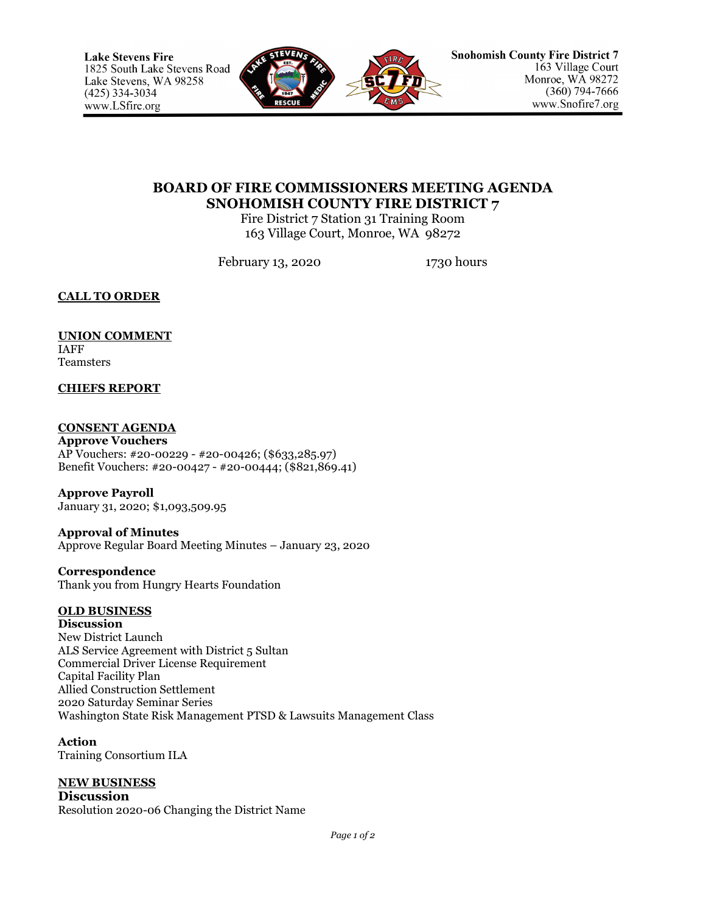**Lake Stevens Fire**
1825 South Lake Stevens Road
Lake Stevens, WA 98258
(425) 334-3034
www.LSfire.org

**Snohomish County Fire District 7**
163 Village Court
Monroe, WA 98272
(360) 794-7666
www.Snofire7.org

# BOARD OF FIRE COMMISSIONERS MEETING AGENDA
# SNOHOMISH COUNTY FIRE DISTRICT 7

Fire District 7 Station 31 Training Room
163 Village Court, Monroe, WA 98272

February 13, 2020 1730 hours

## CALL TO ORDER

## UNION COMMENT

IAFF
Teamsters

## CHIEFS REPORT

## CONSENT AGENDA

**Approve Vouchers**
AP Vouchers: #20-00229 - #20-00426; ($633,285.97)
Benefit Vouchers: #20-00427 - #20-00444; ($821,869.41)

**Approve Payroll**
January 31, 2020; $1,093,509.95

**Approval of Minutes**
Approve Regular Board Meeting Minutes – January 23, 2020

**Correspondence**
Thank you from Hungry Hearts Foundation

## OLD BUSINESS

**Discussion**
New District Launch
ALS Service Agreement with District 5 Sultan
Commercial Driver License Requirement
Capital Facility Plan
Allied Construction Settlement
2020 Saturday Seminar Series
Washington State Risk Management PTSD & Lawsuits Management Class

**Action**
Training Consortium ILA

## NEW BUSINESS

**Discussion**
Resolution 2020-06 Changing the District Name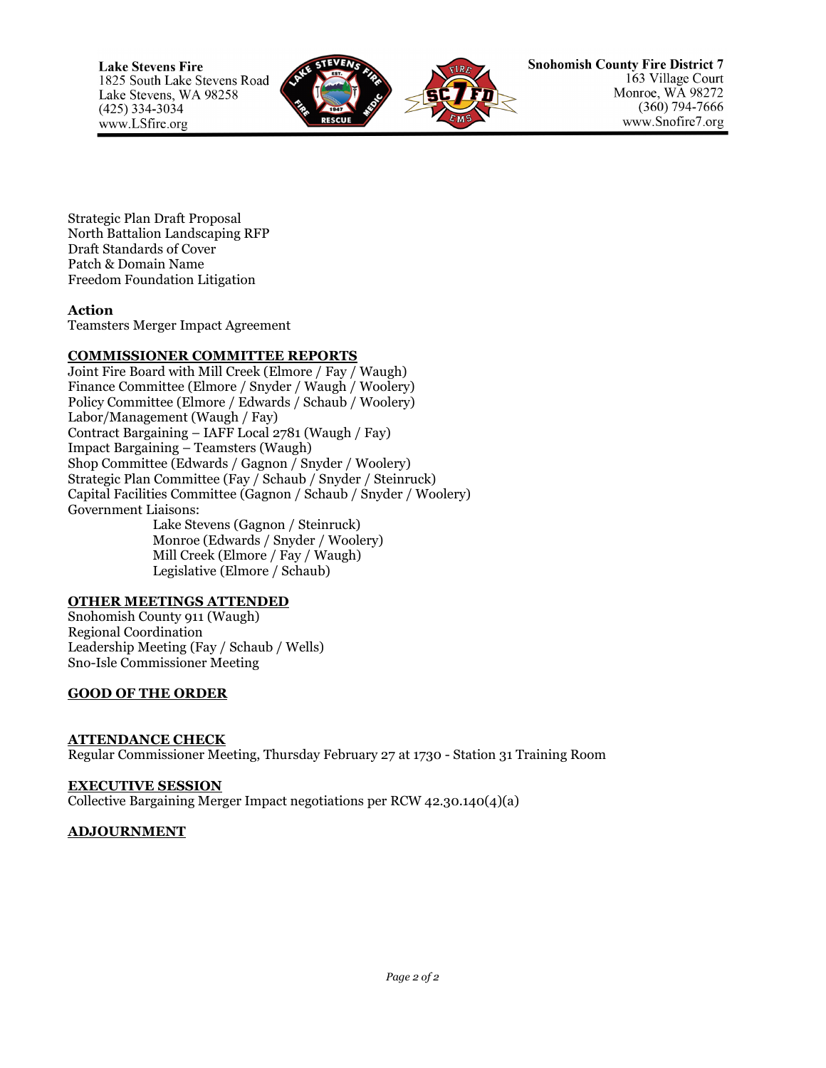Lake Stevens Fire
1825 South Lake Stevens Road
Lake Stevens, WA 98258
(425) 334-3034
www.LSfire.org

Snohomish County Fire District 7
163 Village Court
Monroe, WA 98272
(360) 794-7666
www.Snofire7.org

Strategic Plan Draft Proposal
North Battalion Landscaping RFP
Draft Standards of Cover
Patch & Domain Name
Freedom Foundation Litigation

**Action**
Teamsters Merger Impact Agreement

## COMMISSIONER COMMITTEE REPORTS

Joint Fire Board with Mill Creek (Elmore / Fay / Waugh)
Finance Committee (Elmore / Snyder / Waugh / Woolery)
Policy Committee (Elmore / Edwards / Schaub / Woolery)
Labor/Management (Waugh / Fay)
Contract Bargaining – IAFF Local 2781 (Waugh / Fay)
Impact Bargaining – Teamsters (Waugh)
Shop Committee (Edwards / Gagnon / Snyder / Woolery)
Strategic Plan Committee (Fay / Schaub / Snyder / Steinruck)
Capital Facilities Committee (Gagnon / Schaub / Snyder / Woolery)
Government Liaisons:

- Lake Stevens (Gagnon / Steinruck)
- Monroe (Edwards / Snyder / Woolery)
- Mill Creek (Elmore / Fay / Waugh)
- Legislative (Elmore / Schaub)

## OTHER MEETINGS ATTENDED

Snohomish County 911 (Waugh)
Regional Coordination
Leadership Meeting (Fay / Schaub / Wells)
Sno-Isle Commissioner Meeting

## GOOD OF THE ORDER

## ATTENDANCE CHECK

Regular Commissioner Meeting, Thursday February 27 at 1730 - Station 31 Training Room

## EXECUTIVE SESSION

Collective Bargaining Merger Impact negotiations per RCW 42.30.140(4)(a)

## ADJOURNMENT